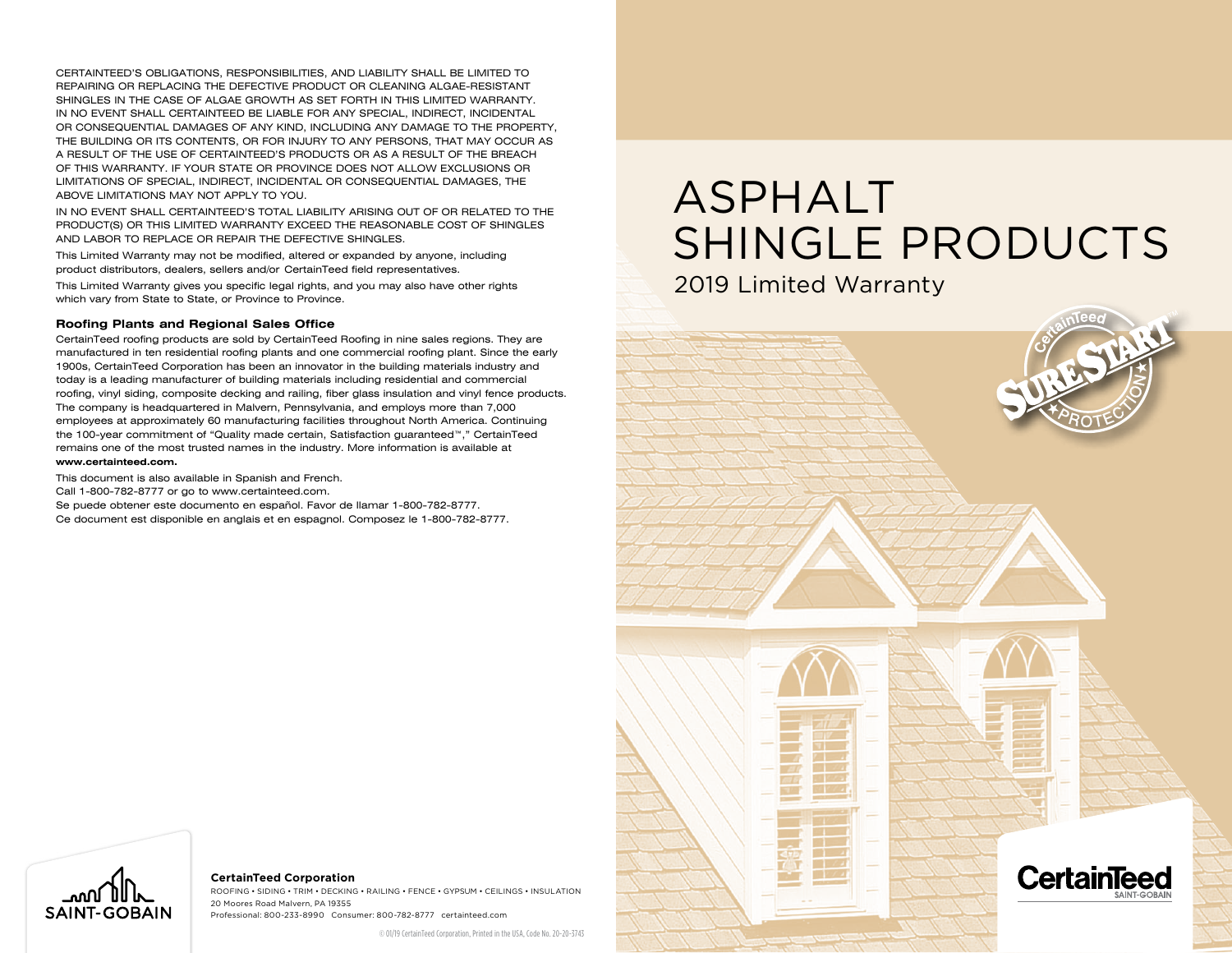CERTAINTEED'S OBLIGATIONS, RESPONSIBILITIES, AND LIABILITY SHALL BE LIMITED TO REPAIRING OR REPLACING THE DEFECTIVE PRODUCT OR CLEANING ALGAE-RESISTANT SHINGLES IN THE CASE OF ALGAE GROWTH AS SET FORTH IN THIS LIMITED WARRANTY. IN NO EVENT SHALL CERTAINTEED BE LIABLE FOR ANY SPECIAL, INDIRECT, INCIDENTAL OR CONSEQUENTIAL DAMAGES OF ANY KIND, INCLUDING ANY DAMAGE TO THE PROPERTY, THE BUILDING OR ITS CONTENTS, OR FOR INJURY TO ANY PERSONS, THAT MAY OCCUR AS A RESULT OF THE USE OF CERTAINTEED'S PRODUCTS OR AS A RESULT OF THE BREACH OF THIS WARRANTY. IF YOUR STATE OR PROVINCE DOES NOT ALLOW EXCLUSIONS OR LIMITATIONS OF SPECIAL, INDIRECT, INCIDENTAL OR CONSEQUENTIAL DAMAGES, THE ABOVE LIMITATIONS MAY NOT APPLY TO YOU.

IN NO EVENT SHALL CERTAINTEED'S TOTAL LIABILITY ARISING OUT OF OR RELATED TO THE PRODUCT(S) OR THIS LIMITED WARRANTY EXCEED THE REASONABLE COST OF SHINGLES AND LABOR TO REPLACE OR REPAIR THE DEFECTIVE SHINGLES.

This Limited Warranty may not be modified, altered or expanded by anyone, including product distributors, dealers, sellers and/or CertainTeed field representatives.

This Limited Warranty gives you specific legal rights, and you may also have other rights which vary from State to State, or Province to Province.

### Roofing Plants and Regional Sales Office

CertainTeed roofing products are sold by CertainTeed Roofing in nine sales regions. They are manufactured in ten residential roofing plants and one commercial roofing plant. Since the early 1900s, CertainTeed Corporation has been an innovator in the building materials industry and today is a leading manufacturer of building materials including residential and commercial roofing, vinyl siding, composite decking and railing, fiber glass insulation and vinyl fence products. The company is headquartered in Malvern, Pennsylvania, and employs more than 7,000 employees at approximately 60 manufacturing facilities throughout North America. Continuing the 100-year commitment of "Quality made certain, Satisfaction guaranteed™," CertainTeed remains one of the most trusted names in the industry. More information is available at **www.certainteed.com.**

This document is also available in Spanish and French.
Call 1-800-782-8777 or go to www.certainteed.com.
Se puede obtener este documento en español. Favor de llamar 1-800-782-8777.
Ce document est disponible en anglais et en espagnol. Composez le 1-800-782-8777.

SAINT-GOBAIN

**CertainTeed Corporation**
ROOFING • SIDING • TRIM • DECKING • RAILING • FENCE • GYPSUM • CEILINGS • INSULATION
20 Moores Road Malvern, PA 19355
Professional: 800-233-8990 Consumer: 800-782-8777 certainteed.com

© 01/19 CertainTeed Corporation, Printed in the USA, Code No. 20-20-3743

# ASPHALT SHINGLE PRODUCTS

## 2019 Limited Warranty

CertainTeed SURESTART™ PROTECTION

CertainTeed SAINT-GOBAIN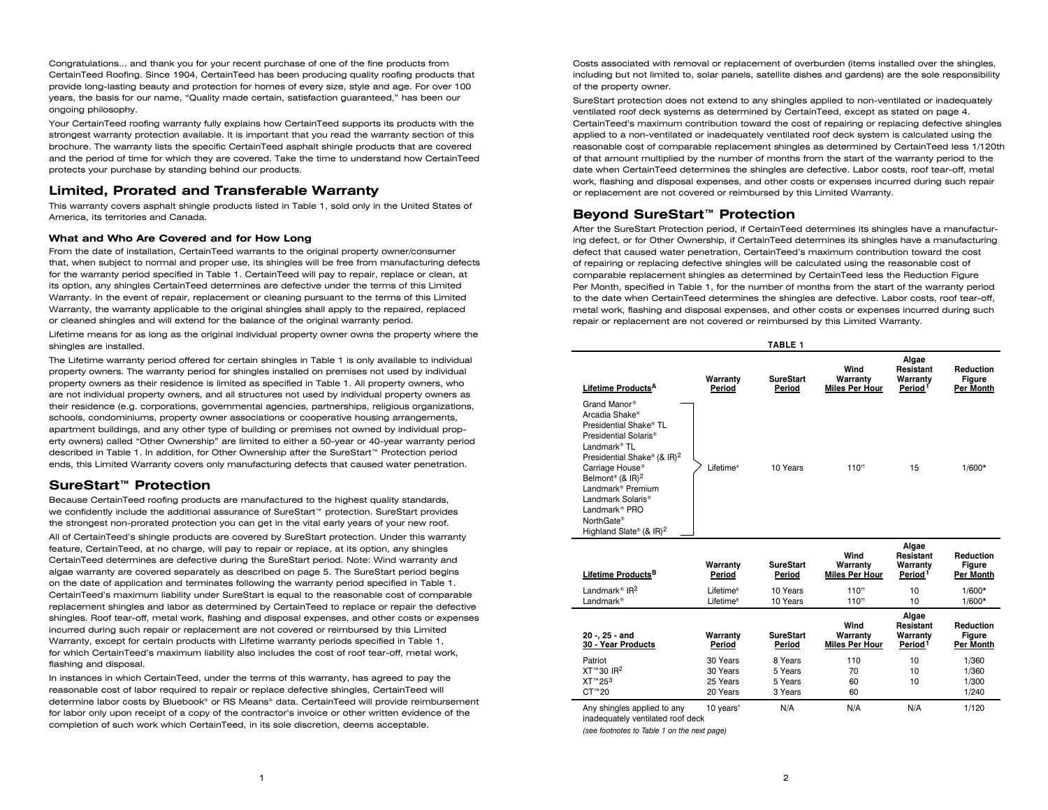Congratulations... and thank you for your recent purchase of one of the fine products from CertainTeed Roofing. Since 1904, CertainTeed has been producing quality roofing products that provide long-lasting beauty and protection for homes of every size, style and age. For over 100 years, the basis for our name, "Quality made certain, satisfaction guaranteed," has been our ongoing philosophy.

Your CertainTeed roofing warranty fully explains how CertainTeed supports its products with the strongest warranty protection available. It is important that you read the warranty section of this brochure. The warranty lists the specific CertainTeed asphalt shingle products that are covered and the period of time for which they are covered. Take the time to understand how CertainTeed protects your purchase by standing behind our products.

## Limited, Prorated and Transferable Warranty

This warranty covers asphalt shingle products listed in Table 1, sold only in the United States of America, its territories and Canada.

### What and Who Are Covered and for How Long

From the date of installation, CertainTeed warrants to the original property owner/consumer that, when subject to normal and proper use, its shingles will be free from manufacturing defects for the warranty period specified in Table 1. CertainTeed will pay to repair, replace or clean, at its option, any shingles CertainTeed determines are defective under the terms of this Limited Warranty. In the event of repair, replacement or cleaning pursuant to the terms of this Limited Warranty, the warranty applicable to the original shingles shall apply to the repaired, replaced or cleaned shingles and will extend for the balance of the original warranty period.

Lifetime means for as long as the original individual property owner owns the property where the shingles are installed.

The Lifetime warranty period offered for certain shingles in Table 1 is only available to individual property owners. The warranty period for shingles installed on premises not used by individual property owners as their residence is limited as specified in Table 1. All property owners, who are not individual property owners, and all structures not used by individual property owners as their residence (e.g. corporations, governmental agencies, partnerships, religious organizations, schools, condominiums, property owner associations or cooperative housing arrangements, apartment buildings, and any other type of building or premises not owned by individual property owners) called "Other Ownership" are limited to either a 50-year or 40-year warranty period described in Table 1. In addition, for Other Ownership after the SureStart™ Protection period ends, this Limited Warranty covers only manufacturing defects that caused water penetration.

## SureStart™ Protection

Because CertainTeed roofing products are manufactured to the highest quality standards, we confidently include the additional assurance of SureStart™ protection. SureStart provides the strongest non-prorated protection you can get in the vital early years of your new roof.

All of CertainTeed's shingle products are covered by SureStart protection. Under this warranty feature, CertainTeed, at no charge, will pay to repair or replace, at its option, any shingles CertainTeed determines are defective during the SureStart period. Note: Wind warranty and algae warranty are covered separately as described on page 5. The SureStart period begins on the date of application and terminates following the warranty period specified in Table 1. CertainTeed's maximum liability under SureStart is equal to the reasonable cost of comparable replacement shingles and labor as determined by CertainTeed to replace or repair the defective shingles. Roof tear-off, metal work, flashing and disposal expenses, and other costs or expenses incurred during such repair or replacement are not covered or reimbursed by this Limited Warranty, except for certain products with Lifetime warranty periods specified in Table 1, for which CertainTeed's maximum liability also includes the cost of roof tear-off, metal work, flashing and disposal.

In instances in which CertainTeed, under the terms of this warranty, has agreed to pay the reasonable cost of labor required to repair or replace defective shingles, CertainTeed will determine labor costs by Bluebook® or RS Means® data. CertainTeed will provide reimbursement for labor only upon receipt of a copy of the contractor's invoice or other written evidence of the completion of such work which CertainTeed, in its sole discretion, deems acceptable.

Costs associated with removal or replacement of overburden (items installed over the shingles, including but not limited to, solar panels, satellite dishes and gardens) are the sole responsibility of the property owner.

SureStart protection does not extend to any shingles applied to non-ventilated or inadequately ventilated roof deck systems as determined by CertainTeed, except as stated on page 4. CertainTeed's maximum contribution toward the cost of repairing or replacing defective shingles applied to a non-ventilated or inadequately ventilated roof deck system is calculated using the reasonable cost of comparable replacement shingles as determined by CertainTeed less 1/120th of that amount multiplied by the number of months from the start of the warranty period to the date when CertainTeed determines the shingles are defective. Labor costs, roof tear-off, metal work, flashing and disposal expenses, and other costs or expenses incurred during such repair or replacement are not covered or reimbursed by this Limited Warranty.

## Beyond SureStart™ Protection

After the SureStart Protection period, if CertainTeed determines its shingles have a manufacturing defect, or for Other Ownership, if CertainTeed determines its shingles have a manufacturing defect that caused water penetration, CertainTeed's maximum contribution toward the cost of repairing or replacing defective shingles will be calculated using the reasonable cost of comparable replacement shingles as determined by CertainTeed less the Reduction Figure Per Month, specified in Table 1, for the number of months from the start of the warranty period to the date when CertainTeed determines the shingles are defective. Labor costs, roof tear-off, metal work, flashing and disposal expenses, and other costs or expenses incurred during such repair or replacement are not covered or reimbursed by this Limited Warranty.

**TABLE 1**

| Lifetime Products[A] | Warranty Period | SureStart Period | Wind Warranty Miles Per Hour | Algae Resistant Warranty Period[1] | Reduction Figure Per Month |
|---|---|---|---|---|---|
| Grand Manor®, Arcadia Shake®, Presidential Shake® TL, Presidential Solaris®, Landmark® TL, Presidential Shake® (& IR)[2], Carriage House®, Belmont® (& IR)[2], Landmark® Premium, Landmark Solaris®, Landmark® PRO, NorthGate®, Highland Slate® (& IR)[2] | Lifetime[A] | 10 Years | 110[††] | 15 | 1/600* |
| **Lifetime Products[B]** | **Warranty Period** | **SureStart Period** | **Wind Warranty Miles Per Hour** | **Algae Resistant Warranty Period[1]** | **Reduction Figure Per Month** |
| Landmark® IR[2] | Lifetime[B] | 10 Years | 110[††] | 10 | 1/600* |
| Landmark® | Lifetime[B] | 10 Years | 110[††] | 10 | 1/600* |
| **20 -, 25 - and 30 - Year Products** | **Warranty Period** | **SureStart Period** | **Wind Warranty Miles Per Hour** | **Algae Resistant Warranty Period[1]** | **Reduction Figure Per Month** |
| Patriot | 30 Years | 8 Years | 110 | 10 | 1/360 |
| XT™30 IR[2] | 30 Years | 5 Years | 70 | 10 | 1/360 |
| XT™25[3] | 25 Years | 5 Years | 60 | 10 | 1/300 |
| CT™20 | 20 Years | 3 Years | 60 | | 1/240 |
| Any shingles applied to any inadequately ventilated roof deck | 10 years[†] | N/A | N/A | N/A | 1/120 |

*(see footnotes to Table 1 on the next page)*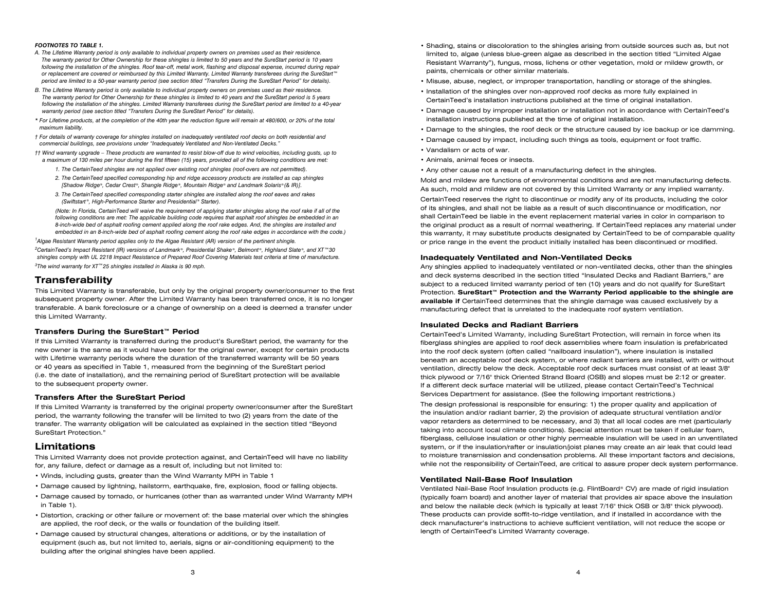***FOOTNOTES TO TABLE 1.***

*A. The Lifetime Warranty period is only available to individual property owners on premises used as their residence. The warranty period for Other Ownership for these shingles is limited to 50 years and the SureStart period is 10 years following the installation of the shingles. Roof tear-off, metal work, flashing and disposal expense, incurred during repair or replacement are covered or reimbursed by this Limited Warranty. Limited Warranty transferees during the SureStart™ period are limited to a 50-year warranty period (see section titled "Transfers During the SureStart Period" for details).*

*B. The Lifetime Warranty period is only available to individual property owners on premises used as their residence. The warranty period for Other Ownership for these shingles is limited to 40 years and the SureStart period is 5 years following the installation of the shingles. Limited Warranty transferees during the SureStart period are limited to a 40-year warranty period (see section titled "Transfers During the SureStart Period" for details).*

*\* For Lifetime products, at the completion of the 40th year the reduction figure will remain at 480/600, or 20% of the total maximum liability.*

*† For details of warranty coverage for shingles installed on inadequately ventilated roof decks on both residential and commercial buildings, see provisions under "Inadequately Ventilated and Non-Ventilated Decks."*

*†† Wind warranty upgrade – These products are warranted to resist blow-off due to wind velocities, including gusts, up to a maximum of 130 miles per hour during the first fifteen (15) years, provided all of the following conditions are met:*

1. *The CertainTeed shingles are not applied over existing roof shingles (roof-overs are not permitted).*
2. *The CertainTeed specified corresponding hip and ridge accessory products are installed as cap shingles [Shadow Ridge®, Cedar Crest®, Shangle Ridge®, Mountain Ridge® and Landmark Solaris®(& IR)].*
3. *The CertainTeed specified corresponding starter shingles are installed along the roof eaves and rakes (Swiftstart®, High-Performance Starter and Presidential® Starter).*

*(Note: In Florida, CertainTeed will waive the requirement of applying starter shingles along the roof rake if all of the following conditions are met: The applicable building code requires that asphalt roof shingles be embedded in an 8-inch-wide bed of asphalt roofing cement applied along the roof rake edges. And, the shingles are installed and embedded in an 8-inch-wide bed of asphalt roofing cement along the roof rake edges in accordance with the code.)*

[1]*Algae Resistant Warranty period applies only to the Algae Resistant (AR) version of the pertinent shingle.*

[2]*CertainTeed's Impact Resistant (IR) versions of Landmark®, Presidential Shake®, Belmont®, Highland Slate®, and XT™30 shingles comply with UL 2218 Impact Resistance of Prepared Roof Covering Materials test criteria at time of manufacture.*

[3]*The wind warranty for XT™25 shingles installed in Alaska is 90 mph.*

## Transferability

This Limited Warranty is transferable, but only by the original property owner/consumer to the first subsequent property owner. After the Limited Warranty has been transferred once, it is no longer transferable. A bank foreclosure or a change of ownership on a deed is deemed a transfer under this Limited Warranty.

### Transfers During the SureStart™ Period

If this Limited Warranty is transferred during the product's SureStart period, the warranty for the new owner is the same as it would have been for the original owner, except for certain products with Lifetime warranty periods where the duration of the transferred warranty will be 50 years or 40 years as specified in Table 1, measured from the beginning of the SureStart period (i.e. the date of installation), and the remaining period of SureStart protection will be available to the subsequent property owner.

### Transfers After the SureStart Period

If this Limited Warranty is transferred by the original property owner/consumer after the SureStart period, the warranty following the transfer will be limited to two (2) years from the date of the transfer. The warranty obligation will be calculated as explained in the section titled "Beyond SureStart Protection."

## Limitations

This Limited Warranty does not provide protection against, and CertainTeed will have no liability for, any failure, defect or damage as a result of, including but not limited to:

- Winds, including gusts, greater than the Wind Warranty MPH in Table 1
- Damage caused by lightning, hailstorm, earthquake, fire, explosion, flood or falling objects.
- Damage caused by tornado, or hurricanes (other than as warranted under Wind Warranty MPH in Table 1).
- Distortion, cracking or other failure or movement of: the base material over which the shingles are applied, the roof deck, or the walls or foundation of the building itself.
- Damage caused by structural changes, alterations or additions, or by the installation of equipment (such as, but not limited to, aerials, signs or air-conditioning equipment) to the building after the original shingles have been applied.
- Shading, stains or discoloration to the shingles arising from outside sources such as, but not limited to, algae (unless blue-green algae as described in the section titled "Limited Algae Resistant Warranty"), fungus, moss, lichens or other vegetation, mold or mildew growth, or paints, chemicals or other similar materials.
- Misuse, abuse, neglect, or improper transportation, handling or storage of the shingles.
- Installation of the shingles over non-approved roof decks as more fully explained in CertainTeed's installation instructions published at the time of original installation.
- Damage caused by improper installation or installation not in accordance with CertainTeed's installation instructions published at the time of original installation.
- Damage to the shingles, the roof deck or the structure caused by ice backup or ice damming.
- Damage caused by impact, including such things as tools, equipment or foot traffic.
- Vandalism or acts of war.
- Animals, animal feces or insects.
- Any other cause not a result of a manufacturing defect in the shingles.

Mold and mildew are functions of environmental conditions and are not manufacturing defects. As such, mold and mildew are not covered by this Limited Warranty or any implied warranty.

CertainTeed reserves the right to discontinue or modify any of its products, including the color of its shingles, and shall not be liable as a result of such discontinuance or modification, nor shall CertainTeed be liable in the event replacement material varies in color in comparison to the original product as a result of normal weathering. If CertainTeed replaces any material under this warranty, it may substitute products designated by CertainTeed to be of comparable quality or price range in the event the product initially installed has been discontinued or modified.

### Inadequately Ventilated and Non-Ventilated Decks

Any shingles applied to inadequately ventilated or non-ventilated decks, other than the shingles and deck systems described in the section titled "Insulated Decks and Radiant Barriers," are subject to a reduced limited warranty period of ten (10) years and do not qualify for SureStart Protection. **SureStart™ Protection and the Warranty Period applicable to the shingle are available if** CertainTeed determines that the shingle damage was caused exclusively by a manufacturing defect that is unrelated to the inadequate roof system ventilation.

### Insulated Decks and Radiant Barriers

CertainTeed's Limited Warranty, including SureStart Protection, will remain in force when its fiberglass shingles are applied to roof deck assemblies where foam insulation is prefabricated into the roof deck system (often called "nailboard insulation"), where insulation is installed beneath an acceptable roof deck system, or where radiant barriers are installed, with or without ventilation, directly below the deck. Acceptable roof deck surfaces must consist of at least 3/8" thick plywood or 7/16" thick Oriented Strand Board (OSB) and slopes must be 2:12 or greater. If a different deck surface material will be utilized, please contact CertainTeed's Technical Services Department for assistance. (See the following important restrictions.)

The design professional is responsible for ensuring: 1) the proper quality and application of the insulation and/or radiant barrier, 2) the provision of adequate structural ventilation and/or vapor retarders as determined to be necessary, and 3) that all local codes are met (particularly taking into account local climate conditions). Special attention must be taken if cellular foam, fiberglass, cellulose insulation or other highly permeable insulation will be used in an unventilated system, or if the insulation/rafter or insulation/joist planes may create an air leak that could lead to moisture transmission and condensation problems. All these important factors and decisions, while not the responsibility of CertainTeed, are critical to assure proper deck system performance.

### Ventilated Nail-Base Roof Insulation

Ventilated Nail-Base Roof Insulation products (e.g. FlintBoard® CV) are made of rigid insulation (typically foam board) and another layer of material that provides air space above the insulation and below the nailable deck (which is typically at least 7/16" thick OSB or 3/8" thick plywood). These products can provide soffit-to-ridge ventilation, and if installed in accordance with the deck manufacturer's instructions to achieve sufficient ventilation, will not reduce the scope or length of CertainTeed's Limited Warranty coverage.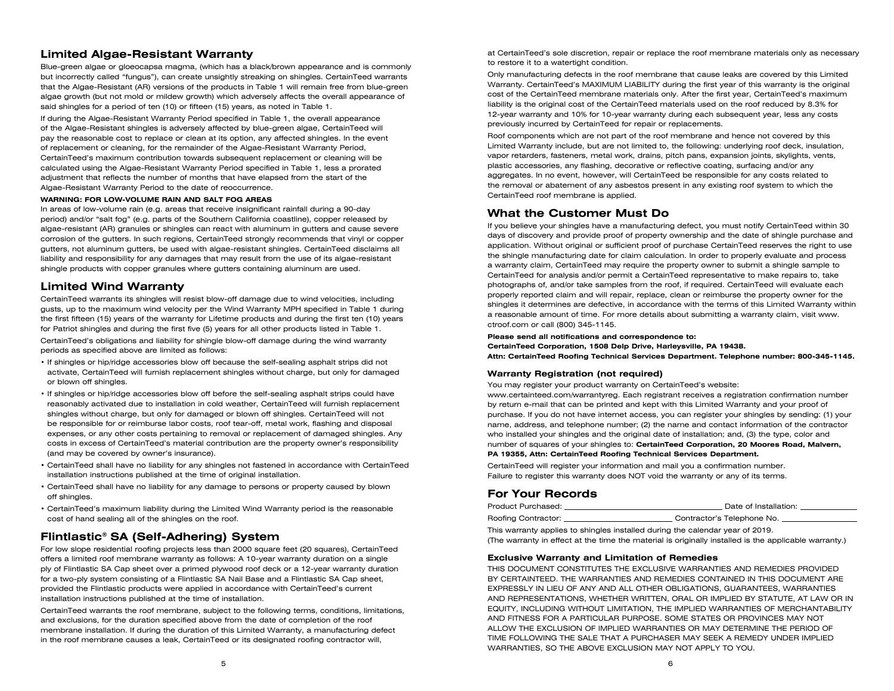## Limited Algae-Resistant Warranty

Blue-green algae or gloeocapsa magma, (which has a black/brown appearance and is commonly but incorrectly called "fungus"), can create unsightly streaking on shingles. CertainTeed warrants that the Algae-Resistant (AR) versions of the products in Table 1 will remain free from blue-green algae growth (but not mold or mildew growth) which adversely affects the overall appearance of said shingles for a period of ten (10) or fifteen (15) years, as noted in Table 1.

If during the Algae-Resistant Warranty Period specified in Table 1, the overall appearance of the Algae-Resistant shingles is adversely affected by blue-green algae, CertainTeed will pay the reasonable cost to replace or clean at its option, any affected shingles. In the event of replacement or cleaning, for the remainder of the Algae-Resistant Warranty Period, CertainTeed's maximum contribution towards subsequent replacement or cleaning will be calculated using the Algae-Resistant Warranty Period specified in Table 1, less a prorated adjustment that reflects the number of months that have elapsed from the start of the Algae-Resistant Warranty Period to the date of reoccurrence.

**WARNING: FOR LOW-VOLUME RAIN AND SALT FOG AREAS**

In areas of low-volume rain (e.g. areas that receive insignificant rainfall during a 90-day period) and/or "salt fog" (e.g. parts of the Southern California coastline), copper released by algae-resistant (AR) granules or shingles can react with aluminum in gutters and cause severe corrosion of the gutters. In such regions, CertainTeed strongly recommends that vinyl or copper gutters, not aluminum gutters, be used with algae-resistant shingles. CertainTeed disclaims all liability and responsibility for any damages that may result from the use of its algae-resistant shingle products with copper granules where gutters containing aluminum are used.

## Limited Wind Warranty

CertainTeed warrants its shingles will resist blow-off damage due to wind velocities, including gusts, up to the maximum wind velocity per the Wind Warranty MPH specified in Table 1 during the first fifteen (15) years of the warranty for Lifetime products and during the first ten (10) years for Patriot shingles and during the first five (5) years for all other products listed in Table 1.

CertainTeed's obligations and liability for shingle blow-off damage during the wind warranty periods as specified above are limited as follows:

- If shingles or hip/ridge accessories blow off because the self-sealing asphalt strips did not activate, CertainTeed will furnish replacement shingles without charge, but only for damaged or blown off shingles.
- If shingles or hip/ridge accessories blow off before the self-sealing asphalt strips could have reasonably activated due to installation in cold weather, CertainTeed will furnish replacement shingles without charge, but only for damaged or blown off shingles. CertainTeed will not be responsible for or reimburse labor costs, roof tear-off, metal work, flashing and disposal expenses, or any other costs pertaining to removal or replacement of damaged shingles. Any costs in excess of CertainTeed's material contribution are the property owner's responsibility (and may be covered by owner's insurance).
- CertainTeed shall have no liability for any shingles not fastened in accordance with CertainTeed installation instructions published at the time of original installation.
- CertainTeed shall have no liability for any damage to persons or property caused by blown off shingles.
- CertainTeed's maximum liability during the Limited Wind Warranty period is the reasonable cost of hand sealing all of the shingles on the roof.

## Flintlastic® SA (Self-Adhering) System

For low slope residential roofing projects less than 2000 square feet (20 squares), CertainTeed offers a limited roof membrane warranty as follows: A 10-year warranty duration on a single ply of Flintlastic SA Cap sheet over a primed plywood roof deck or a 12-year warranty duration for a two-ply system consisting of a Flintlastic SA Nail Base and a Flintlastic SA Cap sheet, provided the Flintlastic products were applied in accordance with CertainTeed's current installation instructions published at the time of installation.

CertainTeed warrants the roof membrane, subject to the following terms, conditions, limitations, and exclusions, for the duration specified above from the date of completion of the roof membrane installation. If during the duration of this Limited Warranty, a manufacturing defect in the roof membrane causes a leak, CertainTeed or its designated roofing contractor will, at CertainTeed's sole discretion, repair or replace the roof membrane materials only as necessary to restore it to a watertight condition.

Only manufacturing defects in the roof membrane that cause leaks are covered by this Limited Warranty. CertainTeed's MAXIMUM LIABILITY during the first year of this warranty is the original cost of the CertainTeed membrane materials only. After the first year, CertainTeed's maximum liability is the original cost of the CertainTeed materials used on the roof reduced by 8.3% for 12-year warranty and 10% for 10-year warranty during each subsequent year, less any costs previously incurred by CertainTeed for repair or replacements.

Roof components which are not part of the roof membrane and hence not covered by this Limited Warranty include, but are not limited to, the following: underlying roof deck, insulation, vapor retarders, fasteners, metal work, drains, pitch pans, expansion joints, skylights, vents, plastic accessories, any flashing, decorative or reflective coating, surfacing and/or any aggregates. In no event, however, will CertainTeed be responsible for any costs related to the removal or abatement of any asbestos present in any existing roof system to which the CertainTeed roof membrane is applied.

## What the Customer Must Do

If you believe your shingles have a manufacturing defect, you must notify CertainTeed within 30 days of discovery and provide proof of property ownership and the date of shingle purchase and application. Without original or sufficient proof of purchase CertainTeed reserves the right to use the shingle manufacturing date for claim calculation. In order to properly evaluate and process a warranty claim, CertainTeed may require the property owner to submit a shingle sample to CertainTeed for analysis and/or permit a CertainTeed representative to make repairs to, take photographs of, and/or take samples from the roof, if required. CertainTeed will evaluate each properly reported claim and will repair, replace, clean or reimburse the property owner for the shingles it determines are defective, in accordance with the terms of this Limited Warranty within a reasonable amount of time. For more details about submitting a warranty claim, visit www.ctroof.com or call (800) 345-1145.

**Please send all notifications and correspondence to:**
**CertainTeed Corporation, 1508 Delp Drive, Harleysville, PA 19438.**
**Attn: CertainTeed Roofing Technical Services Department. Telephone number: 800-345-1145.**

### Warranty Registration (not required)

You may register your product warranty on CertainTeed's website:
www.certainteed.com/warrantyreg. Each registrant receives a registration confirmation number by return e-mail that can be printed and kept with this Limited Warranty and your proof of purchase. If you do not have internet access, you can register your shingles by sending: (1) your name, address, and telephone number; (2) the name and contact information of the contractor who installed your shingles and the original date of installation; and, (3) the type, color and number of squares of your shingles to: **CertainTeed Corporation, 20 Moores Road, Malvern, PA 19355, Attn: CertainTeed Roofing Technical Services Department.**

CertainTeed will register your information and mail you a confirmation number.
Failure to register this warranty does NOT void the warranty or any of its terms.

## For Your Records

Product Purchased: ______________________ Date of Installation: __________

Roofing Contractor: ______________________ Contractor's Telephone No. __________

This warranty applies to shingles installed during the calendar year of 2019.
(The warranty in effect at the time the material is originally installed is the applicable warranty.)

### Exclusive Warranty and Limitation of Remedies

THIS DOCUMENT CONSTITUTES THE EXCLUSIVE WARRANTIES AND REMEDIES PROVIDED BY CERTAINTEED. THE WARRANTIES AND REMEDIES CONTAINED IN THIS DOCUMENT ARE EXPRESSLY IN LIEU OF ANY AND ALL OTHER OBLIGATIONS, GUARANTEES, WARRANTIES AND REPRESENTATIONS, WHETHER WRITTEN, ORAL OR IMPLIED BY STATUTE, AT LAW OR IN EQUITY, INCLUDING WITHOUT LIMITATION, THE IMPLIED WARRANTIES OF MERCHANTABILITY AND FITNESS FOR A PARTICULAR PURPOSE. SOME STATES OR PROVINCES MAY NOT ALLOW THE EXCLUSION OF IMPLIED WARRANTIES OR MAY DETERMINE THE PERIOD OF TIME FOLLOWING THE SALE THAT A PURCHASER MAY SEEK A REMEDY UNDER IMPLIED WARRANTIES, SO THE ABOVE EXCLUSION MAY NOT APPLY TO YOU.